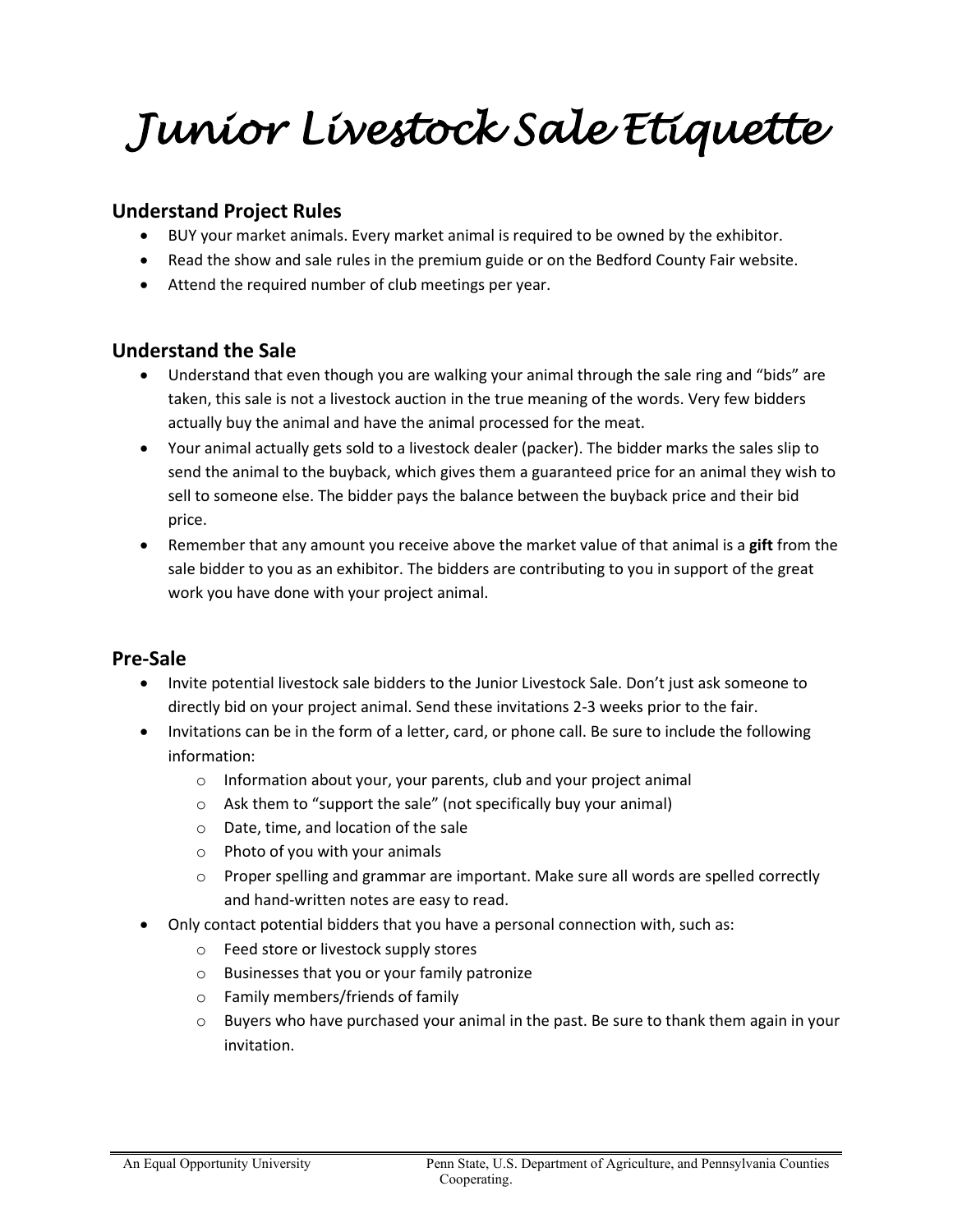# Junior Livestock Sale Etiquette

## Understand Project Rules

- BUY your market animals. Every market animal is required to be owned by the exhibitor.
- Read the show and sale rules in the premium guide or on the Bedford County Fair website.
- Attend the required number of club meetings per year.

## Understand the Sale

- Understand that even though you are walking your animal through the sale ring and "bids" are taken, this sale is not a livestock auction in the true meaning of the words. Very few bidders actually buy the animal and have the animal processed for the meat.
- Your animal actually gets sold to a livestock dealer (packer). The bidder marks the sales slip to send the animal to the buyback, which gives them a guaranteed price for an animal they wish to sell to someone else. The bidder pays the balance between the buyback price and their bid price.
- Remember that any amount you receive above the market value of that animal is a **gift** from the sale bidder to you as an exhibitor. The bidders are contributing to you in support of the great work you have done with your project animal.

## Pre-Sale

- Invite potential livestock sale bidders to the Junior Livestock Sale. Don't just ask someone to directly bid on your project animal. Send these invitations 2-3 weeks prior to the fair.
- Invitations can be in the form of a letter, card, or phone call. Be sure to include the following information:
    - Information about your, your parents, club and your project animal
    - Ask them to "support the sale" (not specifically buy your animal)
    - Date, time, and location of the sale
    - Photo of you with your animals
    - Proper spelling and grammar are important. Make sure all words are spelled correctly and hand-written notes are easy to read.
- Only contact potential bidders that you have a personal connection with, such as:
    - Feed store or livestock supply stores
    - Businesses that you or your family patronize
    - Family members/friends of family
    - Buyers who have purchased your animal in the past. Be sure to thank them again in your invitation.

An Equal Opportunity University Penn State, U.S. Department of Agriculture, and Pennsylvania Counties Cooperating.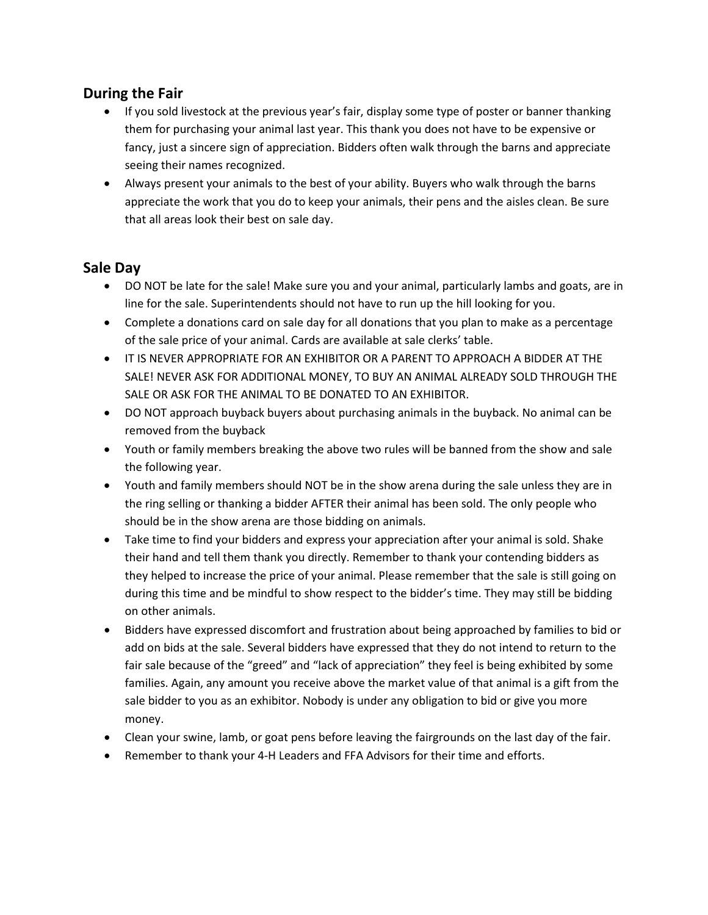## During the Fair

- If you sold livestock at the previous year's fair, display some type of poster or banner thanking them for purchasing your animal last year. This thank you does not have to be expensive or fancy, just a sincere sign of appreciation. Bidders often walk through the barns and appreciate seeing their names recognized.
- Always present your animals to the best of your ability. Buyers who walk through the barns appreciate the work that you do to keep your animals, their pens and the aisles clean. Be sure that all areas look their best on sale day.

## Sale Day

- DO NOT be late for the sale! Make sure you and your animal, particularly lambs and goats, are in line for the sale. Superintendents should not have to run up the hill looking for you.
- Complete a donations card on sale day for all donations that you plan to make as a percentage of the sale price of your animal. Cards are available at sale clerks' table.
- IT IS NEVER APPROPRIATE FOR AN EXHIBITOR OR A PARENT TO APPROACH A BIDDER AT THE SALE! NEVER ASK FOR ADDITIONAL MONEY, TO BUY AN ANIMAL ALREADY SOLD THROUGH THE SALE OR ASK FOR THE ANIMAL TO BE DONATED TO AN EXHIBITOR.
- DO NOT approach buyback buyers about purchasing animals in the buyback. No animal can be removed from the buyback
- Youth or family members breaking the above two rules will be banned from the show and sale the following year.
- Youth and family members should NOT be in the show arena during the sale unless they are in the ring selling or thanking a bidder AFTER their animal has been sold. The only people who should be in the show arena are those bidding on animals.
- Take time to find your bidders and express your appreciation after your animal is sold. Shake their hand and tell them thank you directly. Remember to thank your contending bidders as they helped to increase the price of your animal. Please remember that the sale is still going on during this time and be mindful to show respect to the bidder's time. They may still be bidding on other animals.
- Bidders have expressed discomfort and frustration about being approached by families to bid or add on bids at the sale. Several bidders have expressed that they do not intend to return to the fair sale because of the "greed" and "lack of appreciation" they feel is being exhibited by some families. Again, any amount you receive above the market value of that animal is a gift from the sale bidder to you as an exhibitor. Nobody is under any obligation to bid or give you more money.
- Clean your swine, lamb, or goat pens before leaving the fairgrounds on the last day of the fair.
- Remember to thank your 4-H Leaders and FFA Advisors for their time and efforts.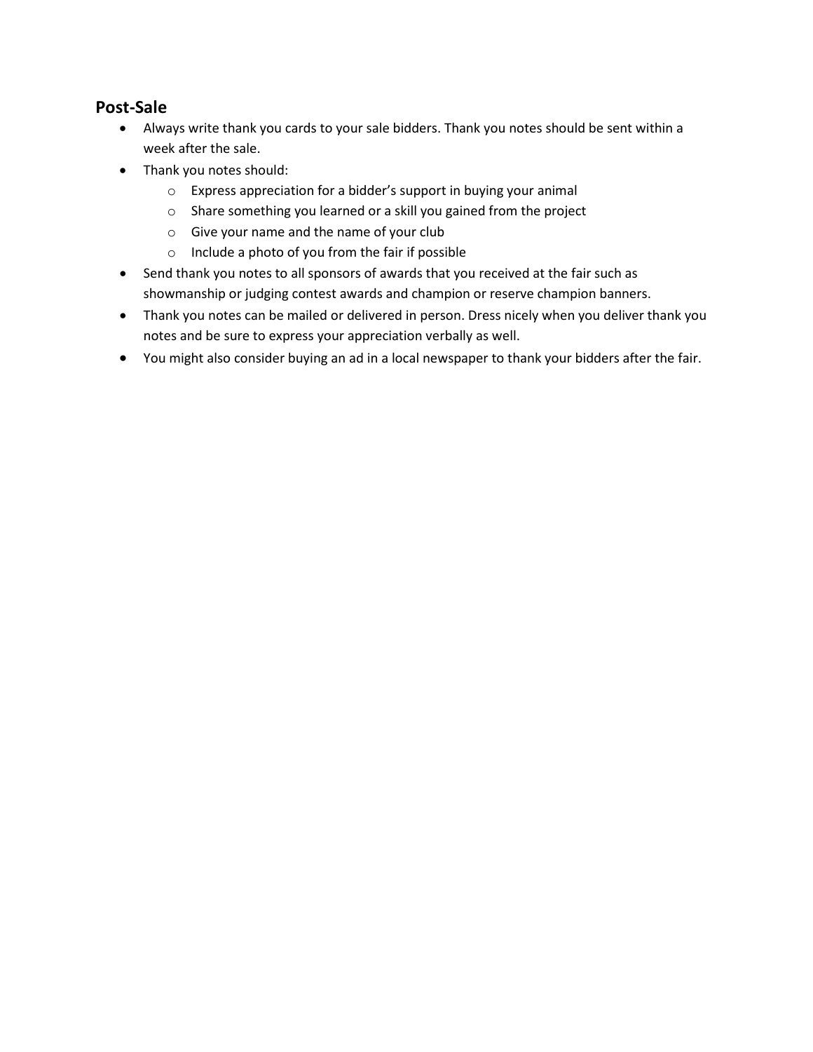## Post-Sale

- Always write thank you cards to your sale bidders. Thank you notes should be sent within a week after the sale.
- Thank you notes should:
  - Express appreciation for a bidder's support in buying your animal
  - Share something you learned or a skill you gained from the project
  - Give your name and the name of your club
  - Include a photo of you from the fair if possible
- Send thank you notes to all sponsors of awards that you received at the fair such as showmanship or judging contest awards and champion or reserve champion banners.
- Thank you notes can be mailed or delivered in person. Dress nicely when you deliver thank you notes and be sure to express your appreciation verbally as well.
- You might also consider buying an ad in a local newspaper to thank your bidders after the fair.